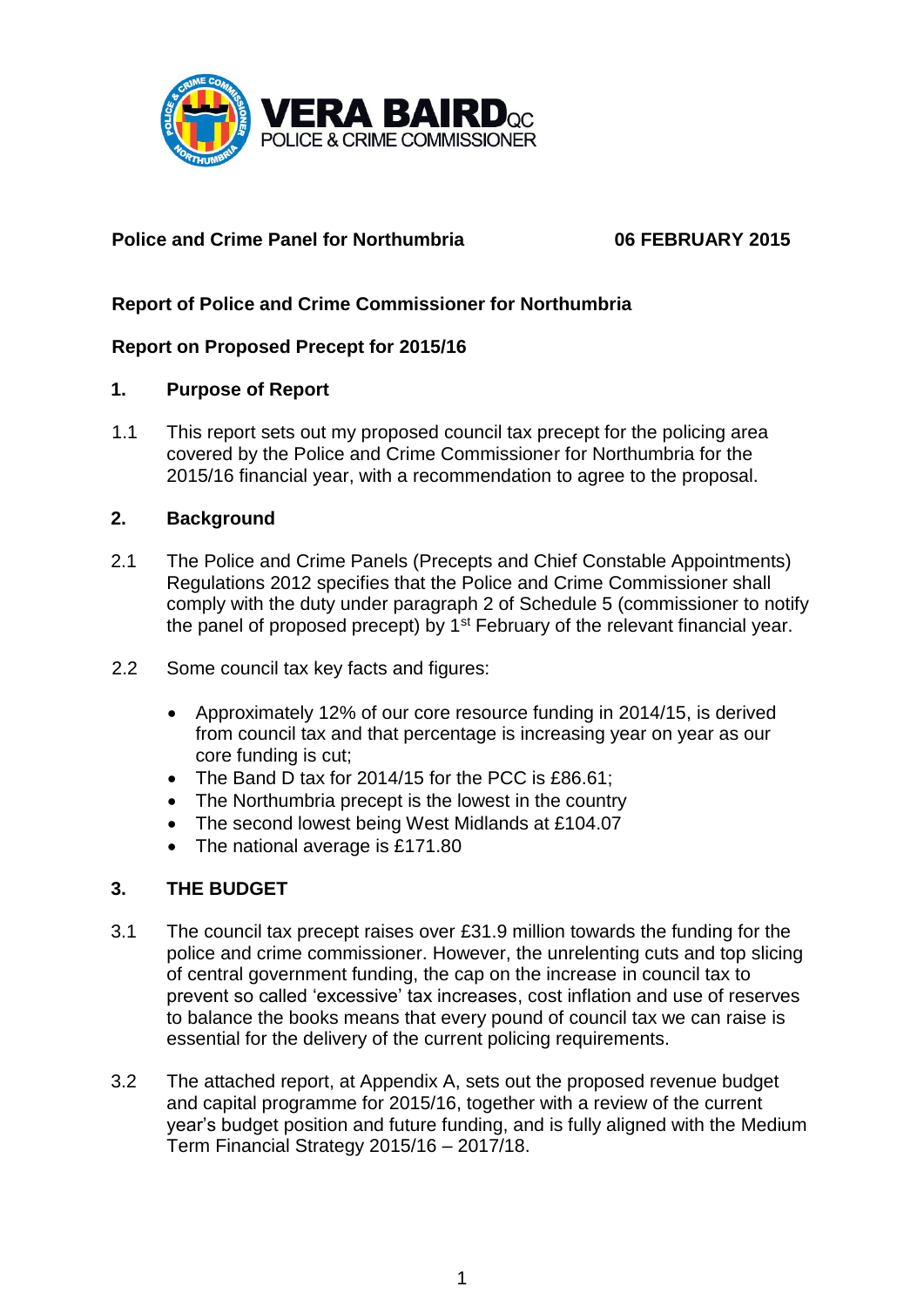VERA BAIRD QC
POLICE & CRIME COMMISSIONER

**Police and Crime Panel for Northumbria** **06 FEBRUARY 2015**

**Report of Police and Crime Commissioner for Northumbria**

**Report on Proposed Precept for 2015/16**

## 1. Purpose of Report

1.1 This report sets out my proposed council tax precept for the policing area covered by the Police and Crime Commissioner for Northumbria for the 2015/16 financial year, with a recommendation to agree to the proposal.

## 2. Background

2.1 The Police and Crime Panels (Precepts and Chief Constable Appointments) Regulations 2012 specifies that the Police and Crime Commissioner shall comply with the duty under paragraph 2 of Schedule 5 (commissioner to notify the panel of proposed precept) by 1st February of the relevant financial year.

2.2 Some council tax key facts and figures:

- Approximately 12% of our core resource funding in 2014/15, is derived from council tax and that percentage is increasing year on year as our core funding is cut;
- The Band D tax for 2014/15 for the PCC is £86.61;
- The Northumbria precept is the lowest in the country
- The second lowest being West Midlands at £104.07
- The national average is £171.80

## 3. THE BUDGET

3.1 The council tax precept raises over £31.9 million towards the funding for the police and crime commissioner. However, the unrelenting cuts and top slicing of central government funding, the cap on the increase in council tax to prevent so called 'excessive' tax increases, cost inflation and use of reserves to balance the books means that every pound of council tax we can raise is essential for the delivery of the current policing requirements.

3.2 The attached report, at Appendix A, sets out the proposed revenue budget and capital programme for 2015/16, together with a review of the current year's budget position and future funding, and is fully aligned with the Medium Term Financial Strategy 2015/16 – 2017/18.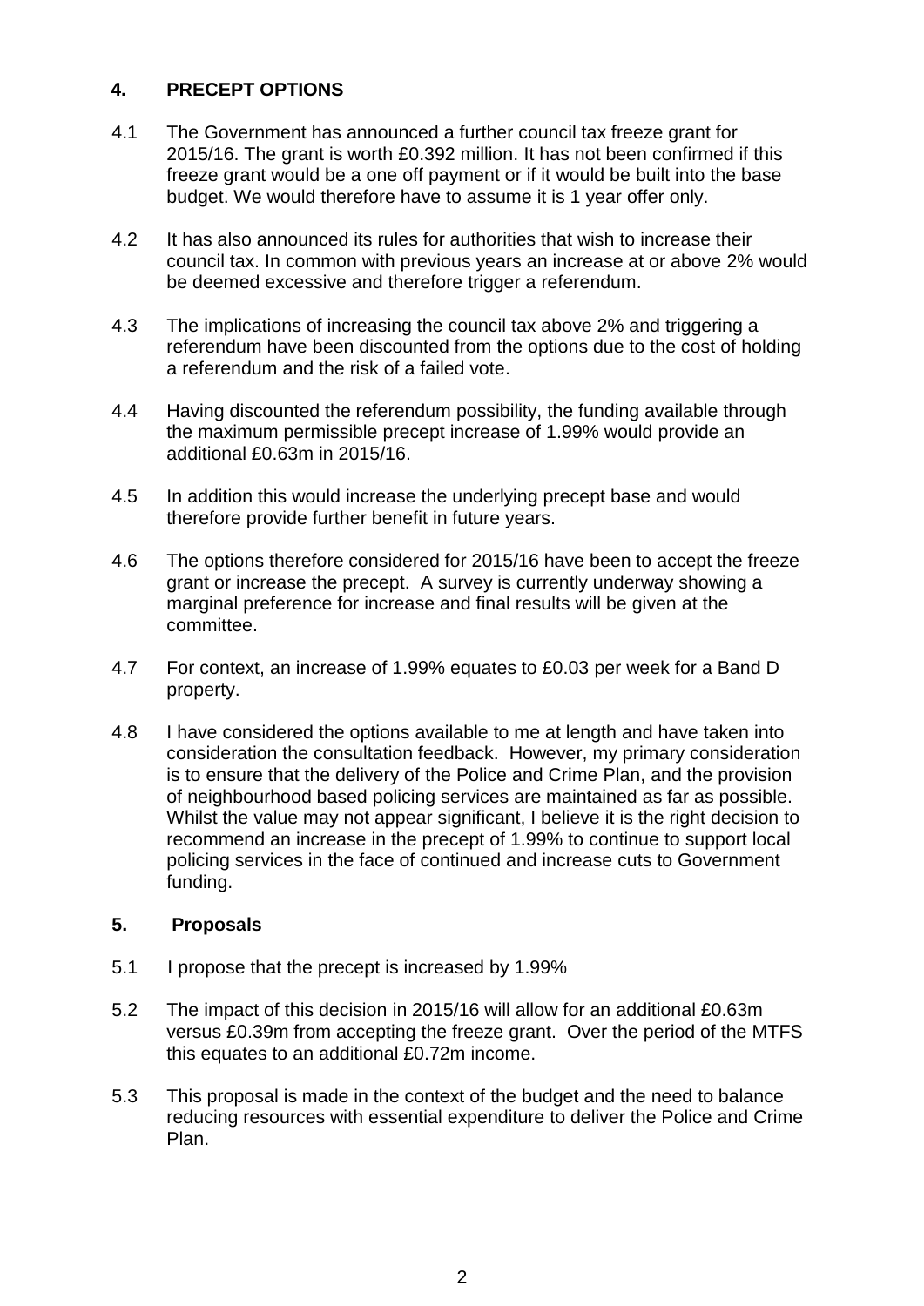## 4. PRECEPT OPTIONS

4.1 The Government has announced a further council tax freeze grant for 2015/16. The grant is worth £0.392 million. It has not been confirmed if this freeze grant would be a one off payment or if it would be built into the base budget. We would therefore have to assume it is 1 year offer only.

4.2 It has also announced its rules for authorities that wish to increase their council tax. In common with previous years an increase at or above 2% would be deemed excessive and therefore trigger a referendum.

4.3 The implications of increasing the council tax above 2% and triggering a referendum have been discounted from the options due to the cost of holding a referendum and the risk of a failed vote.

4.4 Having discounted the referendum possibility, the funding available through the maximum permissible precept increase of 1.99% would provide an additional £0.63m in 2015/16.

4.5 In addition this would increase the underlying precept base and would therefore provide further benefit in future years.

4.6 The options therefore considered for 2015/16 have been to accept the freeze grant or increase the precept. A survey is currently underway showing a marginal preference for increase and final results will be given at the committee.

4.7 For context, an increase of 1.99% equates to £0.03 per week for a Band D property.

4.8 I have considered the options available to me at length and have taken into consideration the consultation feedback. However, my primary consideration is to ensure that the delivery of the Police and Crime Plan, and the provision of neighbourhood based policing services are maintained as far as possible. Whilst the value may not appear significant, I believe it is the right decision to recommend an increase in the precept of 1.99% to continue to support local policing services in the face of continued and increase cuts to Government funding.

## 5. Proposals

5.1 I propose that the precept is increased by 1.99%

5.2 The impact of this decision in 2015/16 will allow for an additional £0.63m versus £0.39m from accepting the freeze grant. Over the period of the MTFS this equates to an additional £0.72m income.

5.3 This proposal is made in the context of the budget and the need to balance reducing resources with essential expenditure to deliver the Police and Crime Plan.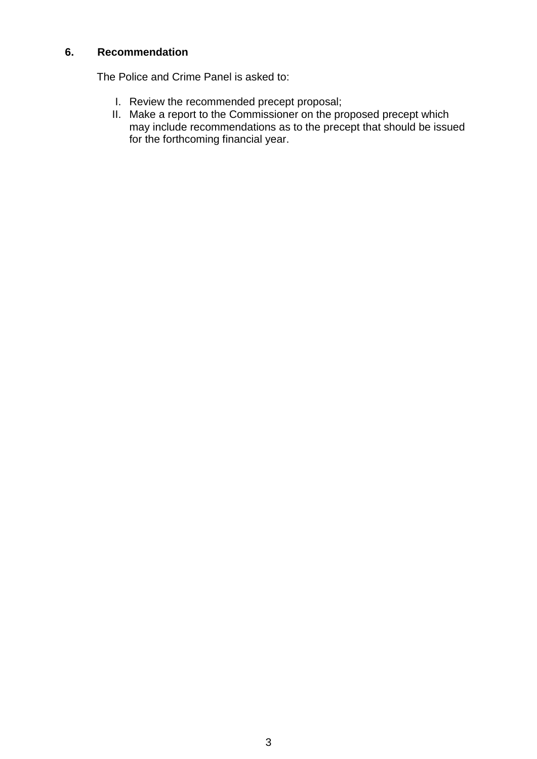## 6. Recommendation

The Police and Crime Panel is asked to:

I. Review the recommended precept proposal;
II. Make a report to the Commissioner on the proposed precept which may include recommendations as to the precept that should be issued for the forthcoming financial year.